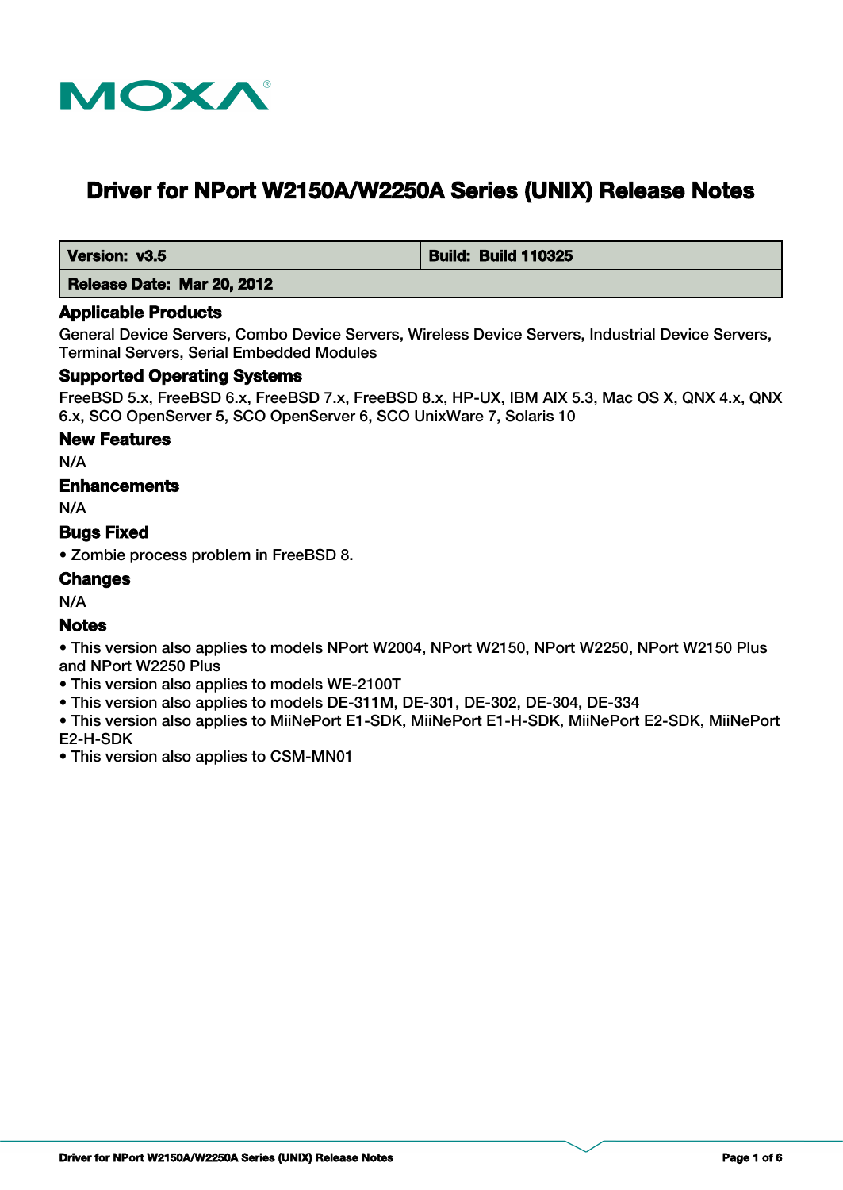MOXA

# Driver for NPort W2150A/W2250A Series (UNIX) Release Notes

| **Version: v3.5** | **Build: Build 110325** |
|---|---|
| **Release Date: Mar 20, 2012** | |

## Applicable Products

General Device Servers, Combo Device Servers, Wireless Device Servers, Industrial Device Servers, Terminal Servers, Serial Embedded Modules

## Supported Operating Systems

FreeBSD 5.x, FreeBSD 6.x, FreeBSD 7.x, FreeBSD 8.x, HP-UX, IBM AIX 5.3, Mac OS X, QNX 4.x, QNX 6.x, SCO OpenServer 5, SCO OpenServer 6, SCO UnixWare 7, Solaris 10

## New Features

N/A

## Enhancements

N/A

## Bugs Fixed

- Zombie process problem in FreeBSD 8.

## Changes

N/A

## Notes

- This version also applies to models NPort W2004, NPort W2150, NPort W2250, NPort W2150 Plus and NPort W2250 Plus
- This version also applies to models WE-2100T
- This version also applies to models DE-311M, DE-301, DE-302, DE-304, DE-334
- This version also applies to MiiNePort E1-SDK, MiiNePort E1-H-SDK, MiiNePort E2-SDK, MiiNePort E2-H-SDK
- This version also applies to CSM-MN01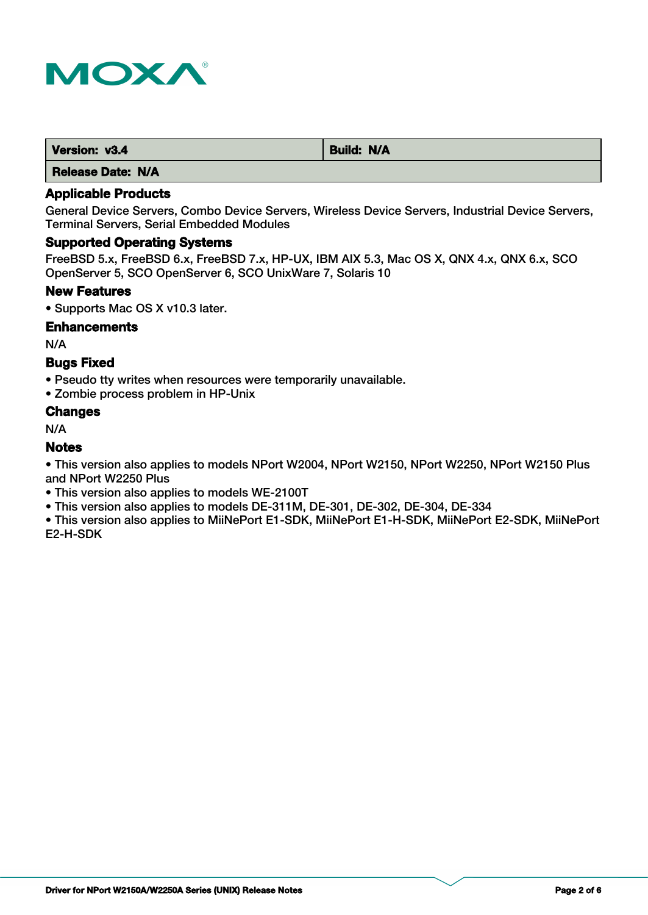| Version: v3.4 | Build: N/A |
|---|---|
| Release Date: N/A | |

### Applicable Products

General Device Servers, Combo Device Servers, Wireless Device Servers, Industrial Device Servers, Terminal Servers, Serial Embedded Modules

### Supported Operating Systems

FreeBSD 5.x, FreeBSD 6.x, FreeBSD 7.x, HP-UX, IBM AIX 5.3, Mac OS X, QNX 4.x, QNX 6.x, SCO OpenServer 5, SCO OpenServer 6, SCO UnixWare 7, Solaris 10

### New Features

- Supports Mac OS X v10.3 later.

### Enhancements

N/A

### Bugs Fixed

- Pseudo tty writes when resources were temporarily unavailable.
- Zombie process problem in HP-Unix

### Changes

N/A

### Notes

- This version also applies to models NPort W2004, NPort W2150, NPort W2250, NPort W2150 Plus and NPort W2250 Plus
- This version also applies to models WE-2100T
- This version also applies to models DE-311M, DE-301, DE-302, DE-304, DE-334
- This version also applies to MiiNePort E1-SDK, MiiNePort E1-H-SDK, MiiNePort E2-SDK, MiiNePort E2-H-SDK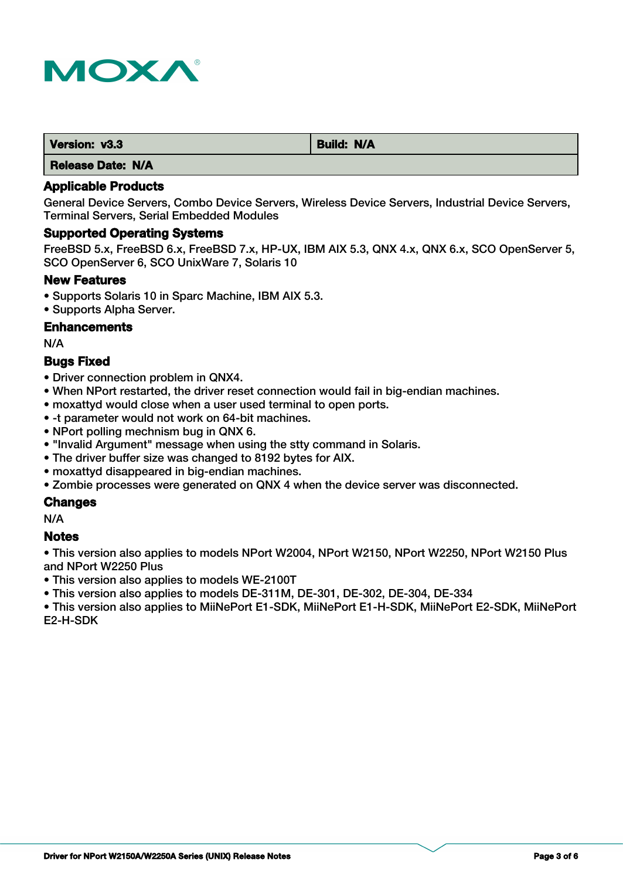| Version: v3.3 | Build: N/A |
| --- | --- |
| Release Date: N/A | |

### Applicable Products

General Device Servers, Combo Device Servers, Wireless Device Servers, Industrial Device Servers, Terminal Servers, Serial Embedded Modules

### Supported Operating Systems

FreeBSD 5.x, FreeBSD 6.x, FreeBSD 7.x, HP-UX, IBM AIX 5.3, QNX 4.x, QNX 6.x, SCO OpenServer 5, SCO OpenServer 6, SCO UnixWare 7, Solaris 10

### New Features

- Supports Solaris 10 in Sparc Machine, IBM AIX 5.3.
- Supports Alpha Server.

### Enhancements

N/A

### Bugs Fixed

- Driver connection problem in QNX4.
- When NPort restarted, the driver reset connection would fail in big-endian machines.
- moxattyd would close when a user used terminal to open ports.
- -t parameter would not work on 64-bit machines.
- NPort polling mechnism bug in QNX 6.
- "Invalid Argument" message when using the stty command in Solaris.
- The driver buffer size was changed to 8192 bytes for AIX.
- moxattyd disappeared in big-endian machines.
- Zombie processes were generated on QNX 4 when the device server was disconnected.

### Changes

N/A

### Notes

- This version also applies to models NPort W2004, NPort W2150, NPort W2250, NPort W2150 Plus and NPort W2250 Plus
- This version also applies to models WE-2100T
- This version also applies to models DE-311M, DE-301, DE-302, DE-304, DE-334
- This version also applies to MiiNePort E1-SDK, MiiNePort E1-H-SDK, MiiNePort E2-SDK, MiiNePort E2-H-SDK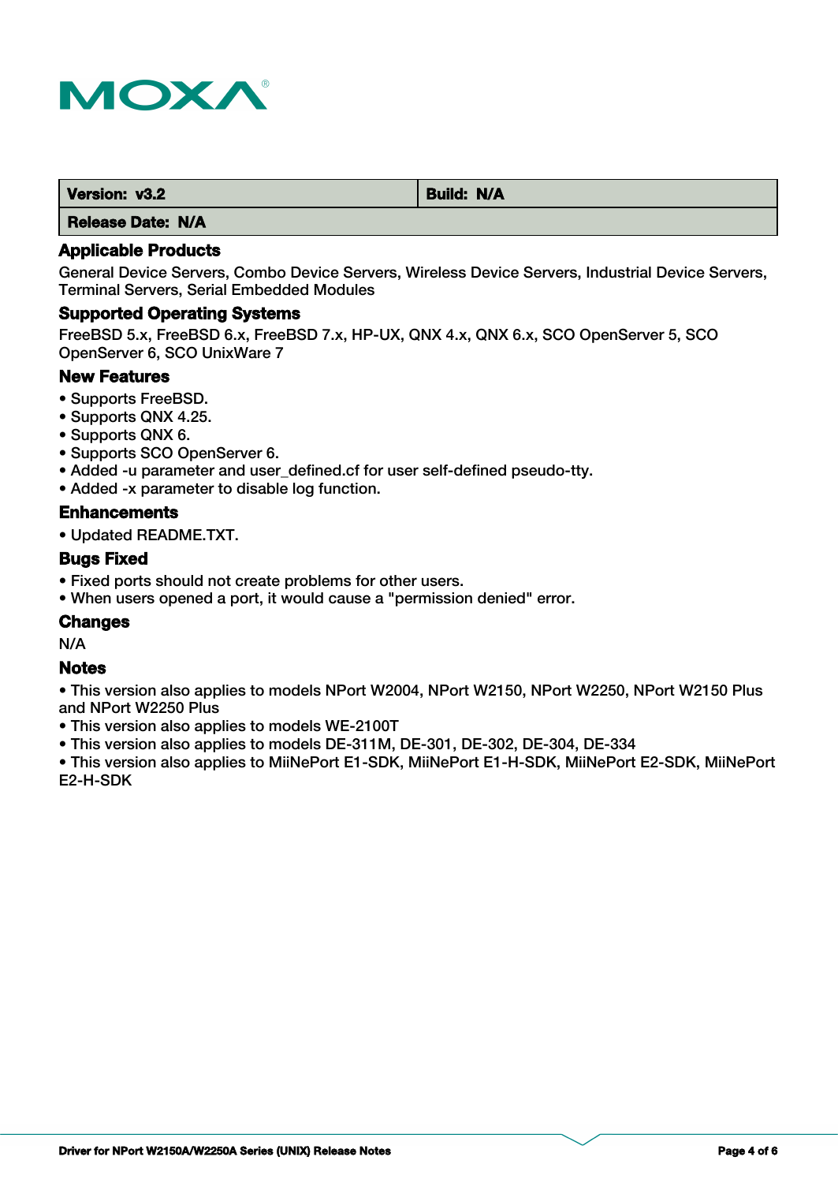| Version: v3.2 | Build: N/A |
|---|---|
| Release Date: N/A | |

## Applicable Products

General Device Servers, Combo Device Servers, Wireless Device Servers, Industrial Device Servers, Terminal Servers, Serial Embedded Modules

## Supported Operating Systems

FreeBSD 5.x, FreeBSD 6.x, FreeBSD 7.x, HP-UX, QNX 4.x, QNX 6.x, SCO OpenServer 5, SCO OpenServer 6, SCO UnixWare 7

## New Features

- Supports FreeBSD.
- Supports QNX 4.25.
- Supports QNX 6.
- Supports SCO OpenServer 6.
- Added -u parameter and user_defined.cf for user self-defined pseudo-tty.
- Added -x parameter to disable log function.

## Enhancements

- Updated README.TXT.

## Bugs Fixed

- Fixed ports should not create problems for other users.
- When users opened a port, it would cause a "permission denied" error.

## Changes

N/A

## Notes

- This version also applies to models NPort W2004, NPort W2150, NPort W2250, NPort W2150 Plus and NPort W2250 Plus
- This version also applies to models WE-2100T
- This version also applies to models DE-311M, DE-301, DE-302, DE-304, DE-334
- This version also applies to MiiNePort E1-SDK, MiiNePort E1-H-SDK, MiiNePort E2-SDK, MiiNePort E2-H-SDK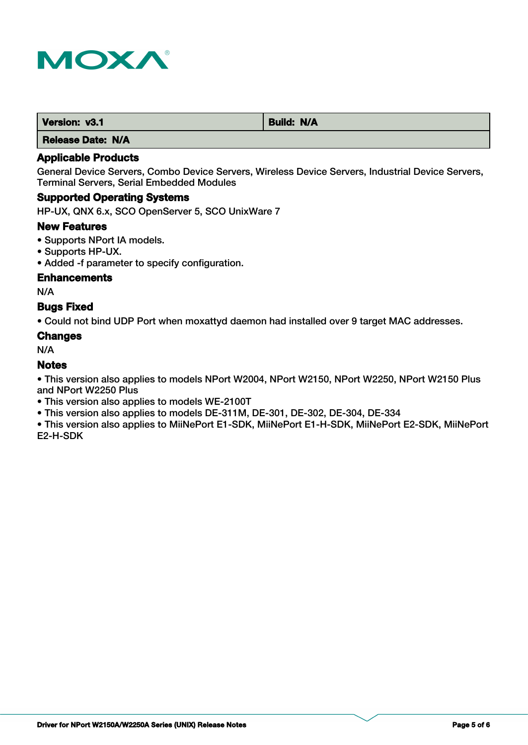| Version: v3.1 | Build: N/A |
| --- | --- |
| Release Date: N/A | |

## Applicable Products

General Device Servers, Combo Device Servers, Wireless Device Servers, Industrial Device Servers, Terminal Servers, Serial Embedded Modules

## Supported Operating Systems

HP-UX, QNX 6.x, SCO OpenServer 5, SCO UnixWare 7

## New Features

- Supports NPort IA models.
- Supports HP-UX.
- Added -f parameter to specify configuration.

## Enhancements

N/A

## Bugs Fixed

- Could not bind UDP Port when moxattyd daemon had installed over 9 target MAC addresses.

## Changes

N/A

## Notes

- This version also applies to models NPort W2004, NPort W2150, NPort W2250, NPort W2150 Plus and NPort W2250 Plus
- This version also applies to models WE-2100T
- This version also applies to models DE-311M, DE-301, DE-302, DE-304, DE-334
- This version also applies to MiiNePort E1-SDK, MiiNePort E1-H-SDK, MiiNePort E2-SDK, MiiNePort E2-H-SDK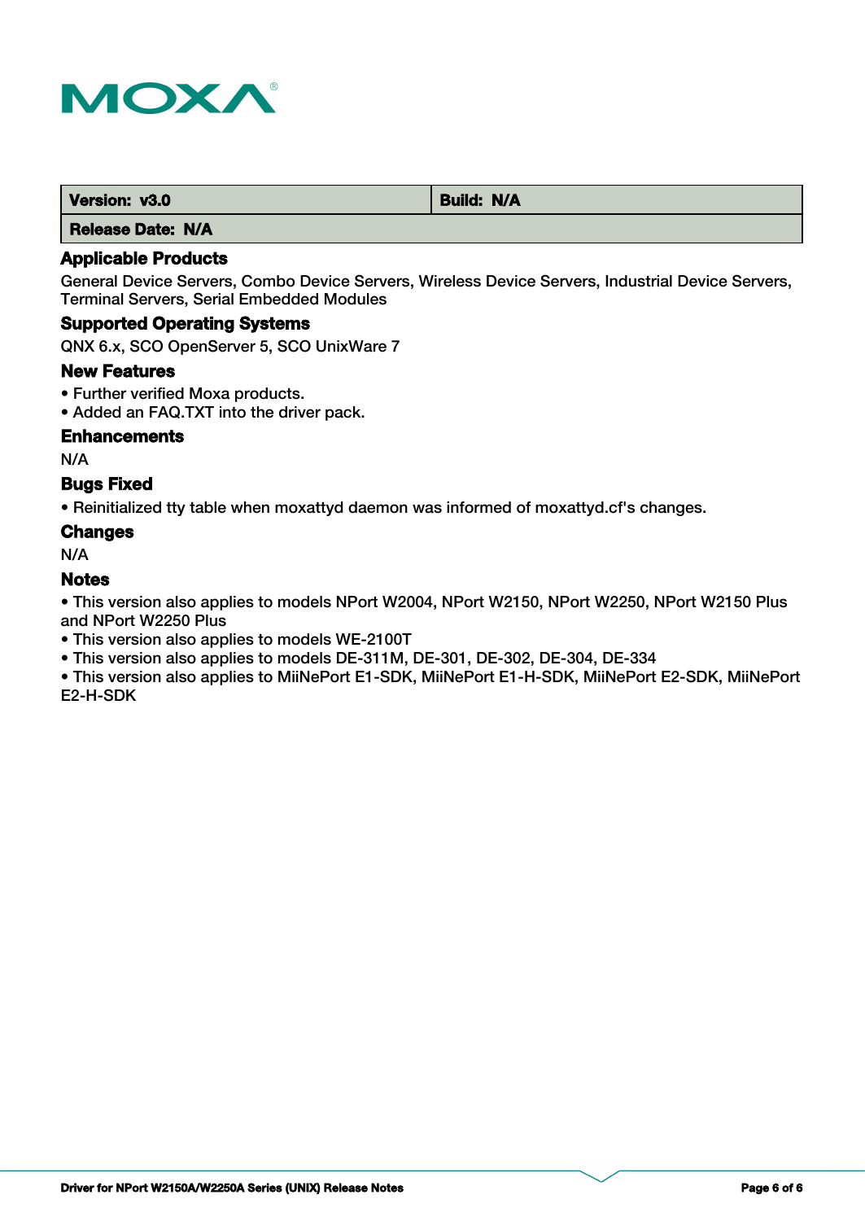| Version: v3.0 | Build: N/A |
| --- | --- |
| Release Date: N/A | |

### Applicable Products

General Device Servers, Combo Device Servers, Wireless Device Servers, Industrial Device Servers, Terminal Servers, Serial Embedded Modules

### Supported Operating Systems

QNX 6.x, SCO OpenServer 5, SCO UnixWare 7

### New Features

- Further verified Moxa products.
- Added an FAQ.TXT into the driver pack.

### Enhancements

N/A

### Bugs Fixed

- Reinitialized tty table when moxattyd daemon was informed of moxattyd.cf's changes.

### Changes

N/A

### Notes

- This version also applies to models NPort W2004, NPort W2150, NPort W2250, NPort W2150 Plus and NPort W2250 Plus
- This version also applies to models WE-2100T
- This version also applies to models DE-311M, DE-301, DE-302, DE-304, DE-334
- This version also applies to MiiNePort E1-SDK, MiiNePort E1-H-SDK, MiiNePort E2-SDK, MiiNePort E2-H-SDK